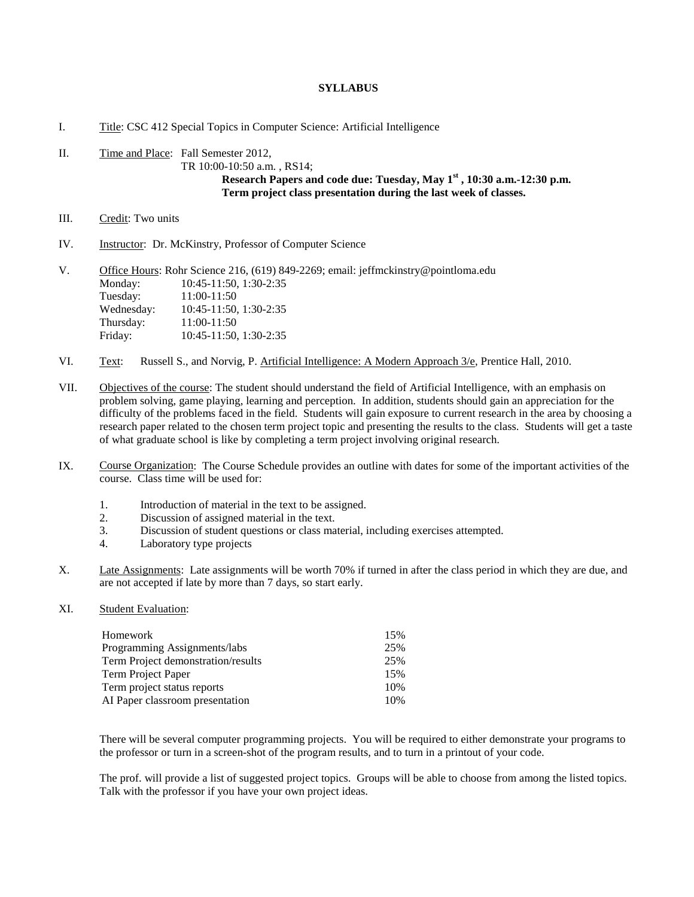**SYLLABUS**

I. Title: CSC 412 Special Topics in Computer Science: Artificial Intelligence

II. Time and Place: Fall Semester 2012,
TR 10:00-10:50 a.m. , RS14;
**Research Papers and code due: Tuesday, May 1st , 10:30 a.m.-12:30 p.m.**
**Term project class presentation during the last week of classes.**

III. Credit: Two units

IV. Instructor: Dr. McKinstry, Professor of Computer Science

V. Office Hours: Rohr Science 216, (619) 849-2269; email: jeffmckinstry@pointloma.edu

| | |
|---|---|
| Monday: | 10:45-11:50, 1:30-2:35 |
| Tuesday: | 11:00-11:50 |
| Wednesday: | 10:45-11:50, 1:30-2:35 |
| Thursday: | 11:00-11:50 |
| Friday: | 10:45-11:50, 1:30-2:35 |

VI. Text: Russell S., and Norvig, P. Artificial Intelligence: A Modern Approach 3/e, Prentice Hall, 2010.

VII. Objectives of the course: The student should understand the field of Artificial Intelligence, with an emphasis on problem solving, game playing, learning and perception. In addition, students should gain an appreciation for the difficulty of the problems faced in the field. Students will gain exposure to current research in the area by choosing a research paper related to the chosen term project topic and presenting the results to the class. Students will get a taste of what graduate school is like by completing a term project involving original research.

IX. Course Organization: The Course Schedule provides an outline with dates for some of the important activities of the course. Class time will be used for:

1. Introduction of material in the text to be assigned.
2. Discussion of assigned material in the text.
3. Discussion of student questions or class material, including exercises attempted.
4. Laboratory type projects

X. Late Assignments: Late assignments will be worth 70% if turned in after the class period in which they are due, and are not accepted if late by more than 7 days, so start early.

XI. Student Evaluation:

| | |
|---|---|
| Homework | 15% |
| Programming Assignments/labs | 25% |
| Term Project demonstration/results | 25% |
| Term Project Paper | 15% |
| Term project status reports | 10% |
| AI Paper classroom presentation | 10% |

There will be several computer programming projects. You will be required to either demonstrate your programs to the professor or turn in a screen-shot of the program results, and to turn in a printout of your code.

The prof. will provide a list of suggested project topics. Groups will be able to choose from among the listed topics. Talk with the professor if you have your own project ideas.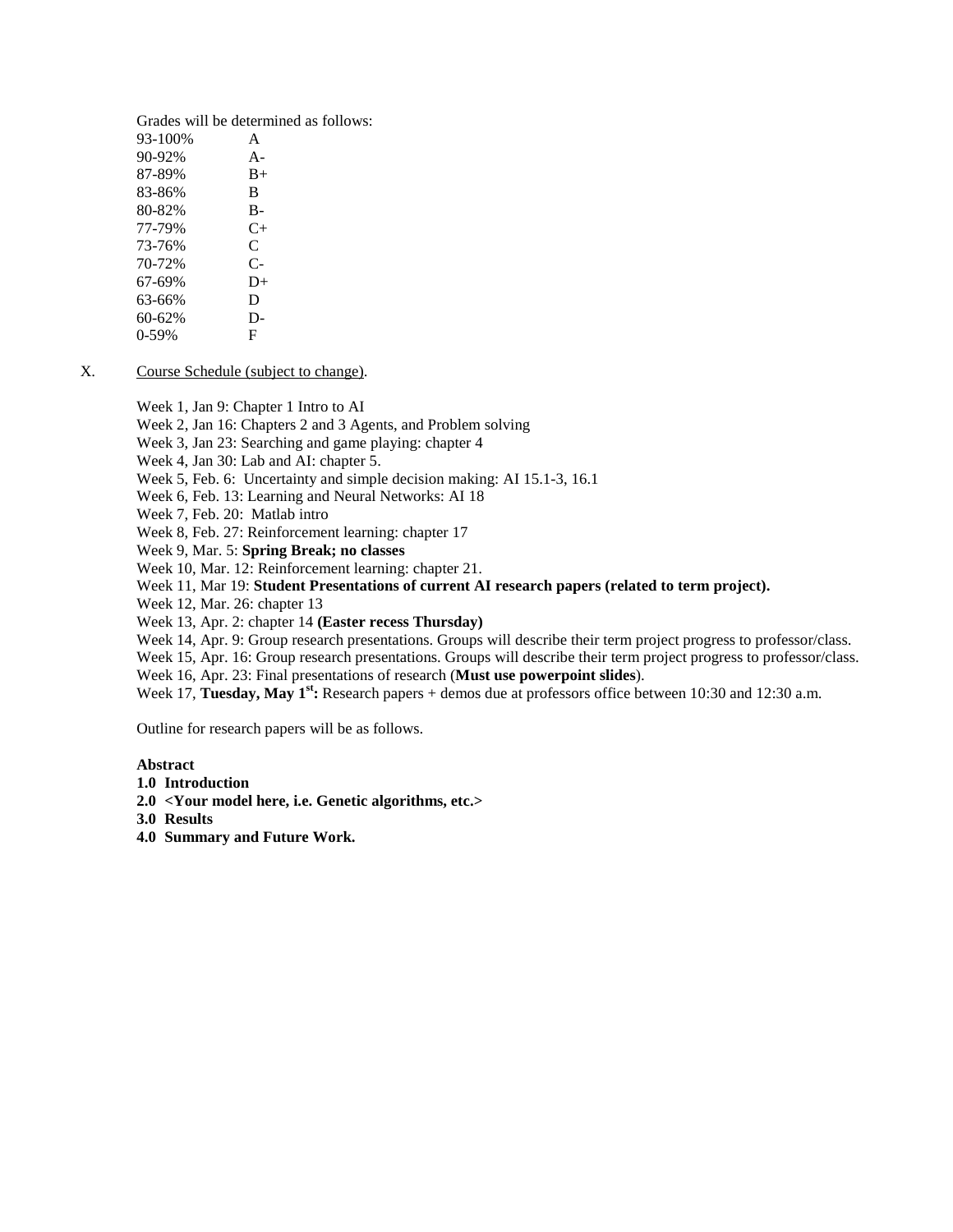Grades will be determined as follows:

| | |
|---|---|
| 93-100% | A |
| 90-92% | A- |
| 87-89% | B+ |
| 83-86% | B |
| 80-82% | B- |
| 77-79% | C+ |
| 73-76% | C |
| 70-72% | C- |
| 67-69% | D+ |
| 63-66% | D |
| 60-62% | D- |
| 0-59% | F |

X. Course Schedule (subject to change).

Week 1, Jan 9: Chapter 1 Intro to AI
Week 2, Jan 16: Chapters 2 and 3 Agents, and Problem solving
Week 3, Jan 23: Searching and game playing: chapter 4
Week 4, Jan 30: Lab and AI: chapter 5.
Week 5, Feb. 6: Uncertainty and simple decision making: AI 15.1-3, 16.1
Week 6, Feb. 13: Learning and Neural Networks: AI 18
Week 7, Feb. 20: Matlab intro
Week 8, Feb. 27: Reinforcement learning: chapter 17
Week 9, Mar. 5: **Spring Break; no classes**
Week 10, Mar. 12: Reinforcement learning: chapter 21.
Week 11, Mar 19: **Student Presentations of current AI research papers (related to term project).**
Week 12, Mar. 26: chapter 13
Week 13, Apr. 2: chapter 14 **(Easter recess Thursday)**
Week 14, Apr. 9: Group research presentations. Groups will describe their term project progress to professor/class.
Week 15, Apr. 16: Group research presentations. Groups will describe their term project progress to professor/class.
Week 16, Apr. 23: Final presentations of research (**Must use powerpoint slides**).
Week 17, **Tuesday, May 1st:** Research papers + demos due at professors office between 10:30 and 12:30 a.m.

Outline for research papers will be as follows.

**Abstract**
**1.0 Introduction**
**2.0 <Your model here, i.e. Genetic algorithms, etc.>**
**3.0 Results**
**4.0 Summary and Future Work.**